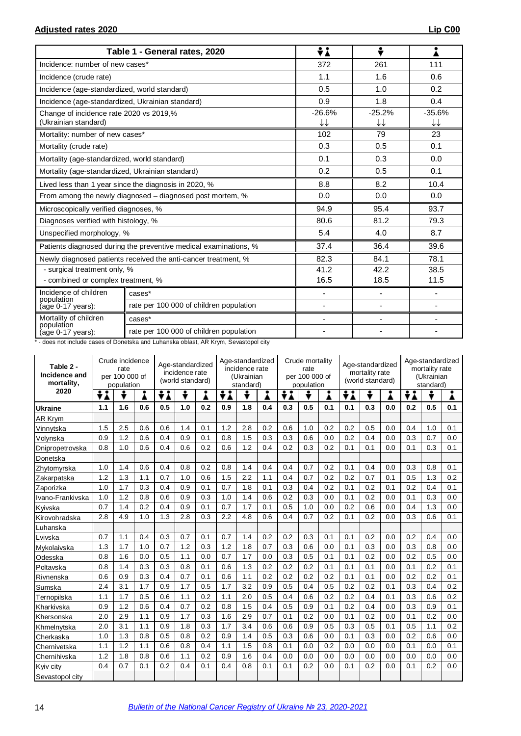## Adjusted rates 2020

## Lip C00

| Table 1 - General rates, 2020 | | Both sexes | Males | Females |
|---|---|---|---|---|
| Incidence: number of new cases* | | 372 | 261 | 111 |
| Incidence (crude rate) | | 1.1 | 1.6 | 0.6 |
| Incidence (age-standardized, world standard) | | 0.5 | 1.0 | 0.2 |
| Incidence (age-standardized, Ukrainian standard) | | 0.9 | 1.8 | 0.4 |
| Change of incidence rate 2020 vs 2019,% (Ukrainian standard) | | -26.6% ↓↓ | -25.2% ↓↓ | -35.6% ↓↓ |
| Mortality: number of new cases* | | 102 | 79 | 23 |
| Mortality (crude rate) | | 0.3 | 0.5 | 0.1 |
| Mortality (age-standardized, world standard) | | 0.1 | 0.3 | 0.0 |
| Mortality (age-standardized, Ukrainian standard) | | 0.2 | 0.5 | 0.1 |
| Lived less than 1 year since the diagnosis in 2020, % | | 8.8 | 8.2 | 10.4 |
| From among the newly diagnosed – diagnosed post mortem, % | | 0.0 | 0.0 | 0.0 |
| Microscopically verified diagnoses, % | | 94.9 | 95.4 | 93.7 |
| Diagnoses verified with histology, % | | 80.6 | 81.2 | 79.3 |
| Unspecified morphology, % | | 5.4 | 4.0 | 8.7 |
| Patients diagnosed during the preventive medical examinations, % | | 37.4 | 36.4 | 39.6 |
| Newly diagnosed patients received the anti-cancer treatment, % | | 82.3 | 84.1 | 78.1 |
| - surgical treatment only, % | | 41.2 | 42.2 | 38.5 |
| - combined or complex treatment, % | | 16.5 | 18.5 | 11.5 |
| Incidence of children population (age 0-17 years): | cases* | - | - | - |
| | rate per 100 000 of children population | - | - | - |
| Mortality of children population (age 0-17 years): | cases* | - | - | - |
| | rate per 100 000 of children population | - | - | - |

* - does not include cases of Donetska and Luhanska oblast, AR Krym, Sevastopol city

| Table 2 - Incidence and mortality, 2020 | Crude incidence rate per 100 000 of population | | | Age-standardized incidence rate (world standard) | | | Age-standardized incidence rate (Ukrainian standard) | | | Crude mortality rate per 100 000 of population | | | Age-standardized mortality rate (world standard) | | | Age-standardized mortality rate (Ukrainian standard) | | |
|---|---|---|---|---|---|---|---|---|---|---|---|---|---|---|---|---|---|---|
| | Both | Males | Females | Both | Males | Females | Both | Males | Females | Both | Males | Females | Both | Males | Females | Both | Males | Females |
| **Ukraine** | **1.1** | **1.6** | **0.6** | **0.5** | **1.0** | **0.2** | **0.9** | **1.8** | **0.4** | **0.3** | **0.5** | **0.1** | **0.1** | **0.3** | **0.0** | **0.2** | **0.5** | **0.1** |
| AR Krym | | | | | | | | | | | | | | | | | | |
| Vinnytska | 1.5 | 2.5 | 0.6 | 0.6 | 1.4 | 0.1 | 1.2 | 2.8 | 0.2 | 0.6 | 1.0 | 0.2 | 0.2 | 0.5 | 0.0 | 0.4 | 1.0 | 0.1 |
| Volynska | 0.9 | 1.2 | 0.6 | 0.4 | 0.9 | 0.1 | 0.8 | 1.5 | 0.3 | 0.3 | 0.6 | 0.0 | 0.2 | 0.4 | 0.0 | 0.3 | 0.7 | 0.0 |
| Dnipropetrovska | 0.8 | 1.0 | 0.6 | 0.4 | 0.6 | 0.2 | 0.6 | 1.2 | 0.4 | 0.2 | 0.3 | 0.2 | 0.1 | 0.1 | 0.0 | 0.1 | 0.3 | 0.1 |
| Donetska | | | | | | | | | | | | | | | | | | |
| Zhytomyrska | 1.0 | 1.4 | 0.6 | 0.4 | 0.8 | 0.2 | 0.8 | 1.4 | 0.4 | 0.4 | 0.7 | 0.2 | 0.1 | 0.4 | 0.0 | 0.3 | 0.8 | 0.1 |
| Zakarpatska | 1.2 | 1.3 | 1.1 | 0.7 | 1.0 | 0.6 | 1.5 | 2.2 | 1.1 | 0.4 | 0.7 | 0.2 | 0.2 | 0.7 | 0.1 | 0.5 | 1.3 | 0.2 |
| Zaporizka | 1.0 | 1.7 | 0.3 | 0.4 | 0.9 | 0.1 | 0.7 | 1.8 | 0.1 | 0.3 | 0.4 | 0.2 | 0.1 | 0.2 | 0.1 | 0.2 | 0.4 | 0.1 |
| Ivano-Frankivska | 1.0 | 1.2 | 0.8 | 0.6 | 0.9 | 0.3 | 1.0 | 1.4 | 0.6 | 0.2 | 0.3 | 0.0 | 0.1 | 0.2 | 0.0 | 0.1 | 0.3 | 0.0 |
| Kyivska | 0.7 | 1.4 | 0.2 | 0.4 | 0.9 | 0.1 | 0.7 | 1.7 | 0.1 | 0.5 | 1.0 | 0.0 | 0.2 | 0.6 | 0.0 | 0.4 | 1.3 | 0.0 |
| Kirovohradska | 2.8 | 4.9 | 1.0 | 1.3 | 2.8 | 0.3 | 2.2 | 4.8 | 0.6 | 0.4 | 0.7 | 0.2 | 0.1 | 0.2 | 0.0 | 0.3 | 0.6 | 0.1 |
| Luhanska | | | | | | | | | | | | | | | | | | |
| Lvivska | 0.7 | 1.1 | 0.4 | 0.3 | 0.7 | 0.1 | 0.7 | 1.4 | 0.2 | 0.2 | 0.3 | 0.1 | 0.1 | 0.2 | 0.0 | 0.2 | 0.4 | 0.0 |
| Mykolaivska | 1.3 | 1.7 | 1.0 | 0.7 | 1.2 | 0.3 | 1.2 | 1.8 | 0.7 | 0.3 | 0.6 | 0.0 | 0.1 | 0.3 | 0.0 | 0.3 | 0.8 | 0.0 |
| Odesska | 0.8 | 1.6 | 0.0 | 0.5 | 1.1 | 0.0 | 0.7 | 1.7 | 0.0 | 0.3 | 0.5 | 0.1 | 0.1 | 0.2 | 0.0 | 0.2 | 0.5 | 0.0 |
| Poltavska | 0.8 | 1.4 | 0.3 | 0.3 | 0.8 | 0.1 | 0.6 | 1.3 | 0.2 | 0.2 | 0.2 | 0.1 | 0.1 | 0.1 | 0.0 | 0.1 | 0.2 | 0.1 |
| Rivnenska | 0.6 | 0.9 | 0.3 | 0.4 | 0.7 | 0.1 | 0.6 | 1.1 | 0.2 | 0.2 | 0.2 | 0.2 | 0.1 | 0.1 | 0.0 | 0.2 | 0.2 | 0.1 |
| Sumska | 2.4 | 3.1 | 1.7 | 0.9 | 1.7 | 0.5 | 1.7 | 3.2 | 0.9 | 0.5 | 0.4 | 0.5 | 0.2 | 0.2 | 0.1 | 0.3 | 0.4 | 0.2 |
| Ternopilska | 1.1 | 1.7 | 0.5 | 0.6 | 1.1 | 0.2 | 1.1 | 2.0 | 0.5 | 0.4 | 0.6 | 0.2 | 0.2 | 0.4 | 0.1 | 0.3 | 0.6 | 0.2 |
| Kharkivska | 0.9 | 1.2 | 0.6 | 0.4 | 0.7 | 0.2 | 0.8 | 1.5 | 0.4 | 0.5 | 0.9 | 0.1 | 0.2 | 0.4 | 0.0 | 0.3 | 0.9 | 0.1 |
| Khersonska | 2.0 | 2.9 | 1.1 | 0.9 | 1.7 | 0.3 | 1.6 | 2.9 | 0.7 | 0.1 | 0.2 | 0.0 | 0.1 | 0.2 | 0.0 | 0.1 | 0.2 | 0.0 |
| Khmelnytska | 2.0 | 3.1 | 1.1 | 0.9 | 1.8 | 0.3 | 1.7 | 3.4 | 0.6 | 0.6 | 0.9 | 0.5 | 0.3 | 0.5 | 0.1 | 0.5 | 1.1 | 0.2 |
| Cherkaska | 1.0 | 1.3 | 0.8 | 0.5 | 0.8 | 0.2 | 0.9 | 1.4 | 0.5 | 0.3 | 0.6 | 0.0 | 0.1 | 0.3 | 0.0 | 0.2 | 0.6 | 0.0 |
| Chernivetska | 1.1 | 1.2 | 1.1 | 0.6 | 0.8 | 0.4 | 1.1 | 1.5 | 0.8 | 0.1 | 0.0 | 0.2 | 0.0 | 0.0 | 0.0 | 0.1 | 0.0 | 0.1 |
| Chernihivska | 1.2 | 1.8 | 0.8 | 0.6 | 1.1 | 0.2 | 0.9 | 1.6 | 0.4 | 0.0 | 0.0 | 0.0 | 0.0 | 0.0 | 0.0 | 0.0 | 0.0 | 0.0 |
| Kyiv city | 0.4 | 0.7 | 0.1 | 0.2 | 0.4 | 0.1 | 0.4 | 0.8 | 0.1 | 0.1 | 0.2 | 0.0 | 0.1 | 0.2 | 0.0 | 0.1 | 0.2 | 0.0 |
| Sevastopol city | | | | | | | | | | | | | | | | | | |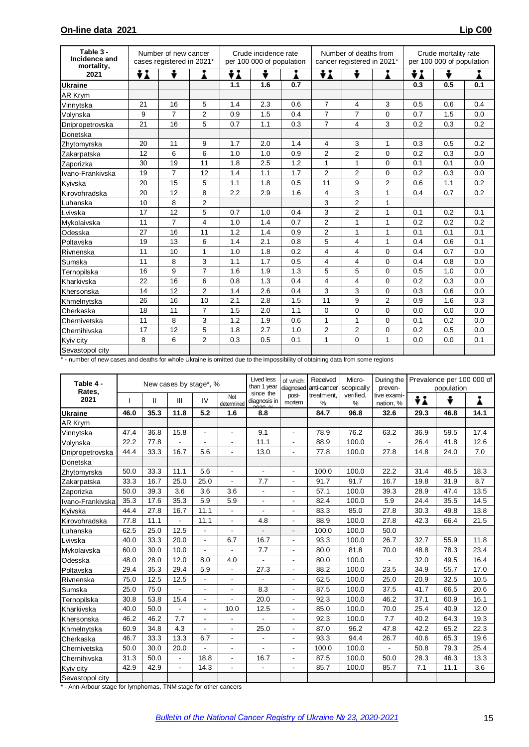**On-line data 2021** **Lip C00**

| Table 3 - Incidence and mortality, 2021 | Number of new cancer cases registered in 2021* | | | Crude incidence rate per 100 000 of population | | | Number of deaths from cancer registered in 2021* | | | Crude mortality rate per 100 000 of population | | |
|---|---|---|---|---|---|---|---|---|---|---|---|---|
| | Both sexes | Male | Female | Both sexes | Male | Female | Both sexes | Male | Female | Both sexes | Male | Female |
| **Ukraine** | | | | **1.1** | **1.6** | **0.7** | | | | **0.3** | **0.5** | **0.1** |
| AR Krym | | | | | | | | | | | | |
| Vinnytska | 21 | 16 | 5 | 1.4 | 2.3 | 0.6 | 7 | 4 | 3 | 0.5 | 0.6 | 0.4 |
| Volynska | 9 | 7 | 2 | 0.9 | 1.5 | 0.4 | 7 | 7 | 0 | 0.7 | 1.5 | 0.0 |
| Dnipropetrovska | 21 | 16 | 5 | 0.7 | 1.1 | 0.3 | 7 | 4 | 3 | 0.2 | 0.3 | 0.2 |
| Donetska | | | | | | | | | | | | |
| Zhytomyrska | 20 | 11 | 9 | 1.7 | 2.0 | 1.4 | 4 | 3 | 1 | 0.3 | 0.5 | 0.2 |
| Zakarpatska | 12 | 6 | 6 | 1.0 | 1.0 | 0.9 | 2 | 2 | 0 | 0.2 | 0.3 | 0.0 |
| Zaporizka | 30 | 19 | 11 | 1.8 | 2.5 | 1.2 | 1 | 1 | 0 | 0.1 | 0.1 | 0.0 |
| Ivano-Frankivska | 19 | 7 | 12 | 1.4 | 1.1 | 1.7 | 2 | 2 | 0 | 0.2 | 0.3 | 0.0 |
| Kyivska | 20 | 15 | 5 | 1.1 | 1.8 | 0.5 | 11 | 9 | 2 | 0.6 | 1.1 | 0.2 |
| Kirovohradska | 20 | 12 | 8 | 2.2 | 2.9 | 1.6 | 4 | 3 | 1 | 0.4 | 0.7 | 0.2 |
| Luhanska | 10 | 8 | 2 | | | | 3 | 2 | 1 | | | |
| Lvivska | 17 | 12 | 5 | 0.7 | 1.0 | 0.4 | 3 | 2 | 1 | 0.1 | 0.2 | 0.1 |
| Mykolaivska | 11 | 7 | 4 | 1.0 | 1.4 | 0.7 | 2 | 1 | 1 | 0.2 | 0.2 | 0.2 |
| Odesska | 27 | 16 | 11 | 1.2 | 1.4 | 0.9 | 2 | 1 | 1 | 0.1 | 0.1 | 0.1 |
| Poltavska | 19 | 13 | 6 | 1.4 | 2.1 | 0.8 | 5 | 4 | 1 | 0.4 | 0.6 | 0.1 |
| Rivnenska | 11 | 10 | 1 | 1.0 | 1.8 | 0.2 | 4 | 4 | 0 | 0.4 | 0.7 | 0.0 |
| Sumska | 11 | 8 | 3 | 1.1 | 1.7 | 0.5 | 4 | 4 | 0 | 0.4 | 0.8 | 0.0 |
| Ternopilska | 16 | 9 | 7 | 1.6 | 1.9 | 1.3 | 5 | 5 | 0 | 0.5 | 1.0 | 0.0 |
| Kharkivska | 22 | 16 | 6 | 0.8 | 1.3 | 0.4 | 4 | 4 | 0 | 0.2 | 0.3 | 0.0 |
| Khersonska | 14 | 12 | 2 | 1.4 | 2.6 | 0.4 | 3 | 3 | 0 | 0.3 | 0.6 | 0.0 |
| Khmelnytska | 26 | 16 | 10 | 2.1 | 2.8 | 1.5 | 11 | 9 | 2 | 0.9 | 1.6 | 0.3 |
| Cherkaska | 18 | 11 | 7 | 1.5 | 2.0 | 1.1 | 0 | 0 | 0 | 0.0 | 0.0 | 0.0 |
| Chernivetska | 11 | 8 | 3 | 1.2 | 1.9 | 0.6 | 1 | 1 | 0 | 0.1 | 0.2 | 0.0 |
| Chernihivska | 17 | 12 | 5 | 1.8 | 2.7 | 1.0 | 2 | 2 | 0 | 0.2 | 0.5 | 0.0 |
| Kyiv city | 8 | 6 | 2 | 0.3 | 0.5 | 0.1 | 1 | 0 | 1 | 0.0 | 0.0 | 0.1 |
| Sevastopol city | | | | | | | | | | | | |

* - number of new cases and deaths for whole Ukraine is omitted due to the impossibility of obtaining data from some regions

| Table 4 - Rates, 2021 | New cases by stage*, % | | | | | Lived less than 1 year since the diagnosis in 2020, % | of which: diagnosed post-mortem | Received anti-cancer treatment, % | Micro-scopically verified, % | During the preventive examination, % | Prevalence per 100 000 of population | | |
|---|---|---|---|---|---|---|---|---|---|---|---|---|---|
| | I | II | III | IV | Not determined | | | | | | Both sexes | Male | Female |
| **Ukraine** | **46.0** | **35.3** | **11.8** | **5.2** | **1.6** | **8.8** | | **84.7** | **96.8** | **32.6** | **29.3** | **46.8** | **14.1** |
| AR Krym | | | | | | | | | | | | | |
| Vinnytska | 47.4 | 36.8 | 15.8 | - | - | 9.1 | - | 78.9 | 76.2 | 63.2 | 36.9 | 59.5 | 17.4 |
| Volynska | 22.2 | 77.8 | - | - | - | 11.1 | - | 88.9 | 100.0 | - | 26.4 | 41.8 | 12.6 |
| Dnipropetrovska | 44.4 | 33.3 | 16.7 | 5.6 | - | 13.0 | - | 77.8 | 100.0 | 27.8 | 14.8 | 24.0 | 7.0 |
| Donetska | | | | | | | | | | | | | |
| Zhytomyrska | 50.0 | 33.3 | 11.1 | 5.6 | - | - | - | 100.0 | 100.0 | 22.2 | 31.4 | 46.5 | 18.3 |
| Zakarpatska | 33.3 | 16.7 | 25.0 | 25.0 | - | 7.7 | - | 91.7 | 91.7 | 16.7 | 19.8 | 31.9 | 8.7 |
| Zaporizka | 50.0 | 39.3 | 3.6 | 3.6 | 3.6 | - | - | 57.1 | 100.0 | 39.3 | 28.9 | 47.4 | 13.5 |
| Ivano-Frankivska | 35.3 | 17.6 | 35.3 | 5.9 | 5.9 | - | - | 82.4 | 100.0 | 5.9 | 24.4 | 35.5 | 14.5 |
| Kyivska | 44.4 | 27.8 | 16.7 | 11.1 | - | - | - | 83.3 | 85.0 | 27.8 | 30.3 | 49.8 | 13.8 |
| Kirovohradska | 77.8 | 11.1 | - | 11.1 | - | 4.8 | - | 88.9 | 100.0 | 27.8 | 42.3 | 66.4 | 21.5 |
| Luhanska | 62.5 | 25.0 | 12.5 | - | - | - | - | 100.0 | 100.0 | 50.0 | | | |
| Lvivska | 40.0 | 33.3 | 20.0 | - | 6.7 | 16.7 | - | 93.3 | 100.0 | 26.7 | 32.7 | 55.9 | 11.8 |
| Mykolaivska | 60.0 | 30.0 | 10.0 | - | - | 7.7 | - | 80.0 | 81.8 | 70.0 | 48.8 | 78.3 | 23.4 |
| Odesska | 48.0 | 28.0 | 12.0 | 8.0 | 4.0 | - | - | 80.0 | 100.0 | - | 32.0 | 49.5 | 16.4 |
| Poltavska | 29.4 | 35.3 | 29.4 | 5.9 | - | 27.3 | - | 88.2 | 100.0 | 23.5 | 34.9 | 55.7 | 17.0 |
| Rivnenska | 75.0 | 12.5 | 12.5 | - | - | - | - | 62.5 | 100.0 | 25.0 | 20.9 | 32.5 | 10.5 |
| Sumska | 25.0 | 75.0 | - | - | - | 8.3 | - | 87.5 | 100.0 | 37.5 | 41.7 | 66.5 | 20.6 |
| Ternopilska | 30.8 | 53.8 | 15.4 | - | - | 20.0 | - | 92.3 | 100.0 | 46.2 | 37.1 | 60.9 | 16.1 |
| Kharkivska | 40.0 | 50.0 | - | - | 10.0 | 12.5 | - | 85.0 | 100.0 | 70.0 | 25.4 | 40.9 | 12.0 |
| Khersonska | 46.2 | 46.2 | 7.7 | - | - | - | - | 92.3 | 100.0 | 7.7 | 40.2 | 64.3 | 19.3 |
| Khmelnytska | 60.9 | 34.8 | 4.3 | - | - | 25.0 | - | 87.0 | 96.2 | 47.8 | 42.2 | 65.2 | 22.3 |
| Cherkaska | 46.7 | 33.3 | 13.3 | 6.7 | - | - | - | 93.3 | 94.4 | 26.7 | 40.6 | 65.3 | 19.6 |
| Chernivetska | 50.0 | 30.0 | 20.0 | - | - | - | - | 100.0 | 100.0 | - | 50.8 | 79.3 | 25.4 |
| Chernihivska | 31.3 | 50.0 | - | 18.8 | - | 16.7 | - | 87.5 | 100.0 | 50.0 | 28.3 | 46.3 | 13.3 |
| Kyiv city | 42.9 | 42.9 | - | 14.3 | - | - | - | 85.7 | 100.0 | 85.7 | 7.1 | 11.1 | 3.6 |
| Sevastopol city | | | | | | | | | | | | | |

* - Ann-Arbour stage for lymphomas, TNM stage for other cancers